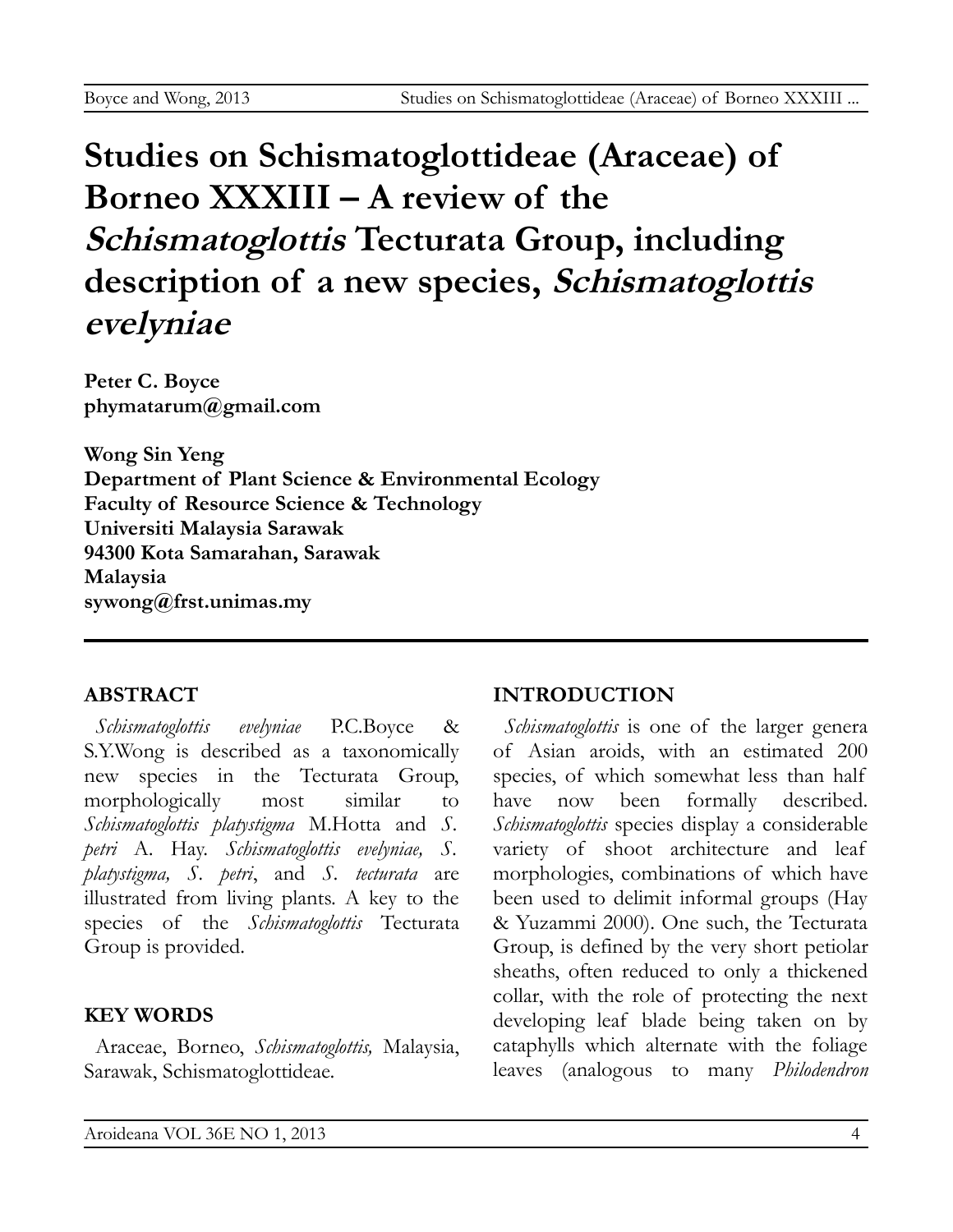# Studies on Schismatoglottideae (Araceae) of Borneo XXXIII – A review of the *Schismatoglottis* Tecturata Group, including description of a new species, *Schismatoglottis evelyniae*

**Peter C. Boyce**
**phymatarum@gmail.com**

**Wong Sin Yeng**
**Department of Plant Science & Environmental Ecology**
**Faculty of Resource Science & Technology**
**Universiti Malaysia Sarawak**
**94300 Kota Samarahan, Sarawak**
**Malaysia**
**sywong@frst.unimas.my**

## ABSTRACT

*Schismatoglottis evelyniae* P.C.Boyce & S.Y.Wong is described as a taxonomically new species in the Tecturata Group, morphologically most similar to *Schismatoglottis platystigma* M.Hotta and *S. petri* A. Hay. *Schismatoglottis evelyniae, S. platystigma, S. petri*, and *S. tecturata* are illustrated from living plants. A key to the species of the *Schismatoglottis* Tecturata Group is provided.

## KEY WORDS

Araceae, Borneo, *Schismatoglottis,* Malaysia, Sarawak, Schismatoglottideae.

## INTRODUCTION

*Schismatoglottis* is one of the larger genera of Asian aroids, with an estimated 200 species, of which somewhat less than half have now been formally described. *Schismatoglottis* species display a considerable variety of shoot architecture and leaf morphologies, combinations of which have been used to delimit informal groups (Hay & Yuzammi 2000). One such, the Tecturata Group, is defined by the very short petiolar sheaths, often reduced to only a thickened collar, with the role of protecting the next developing leaf blade being taken on by cataphylls which alternate with the foliage leaves (analogous to many *Philodendron*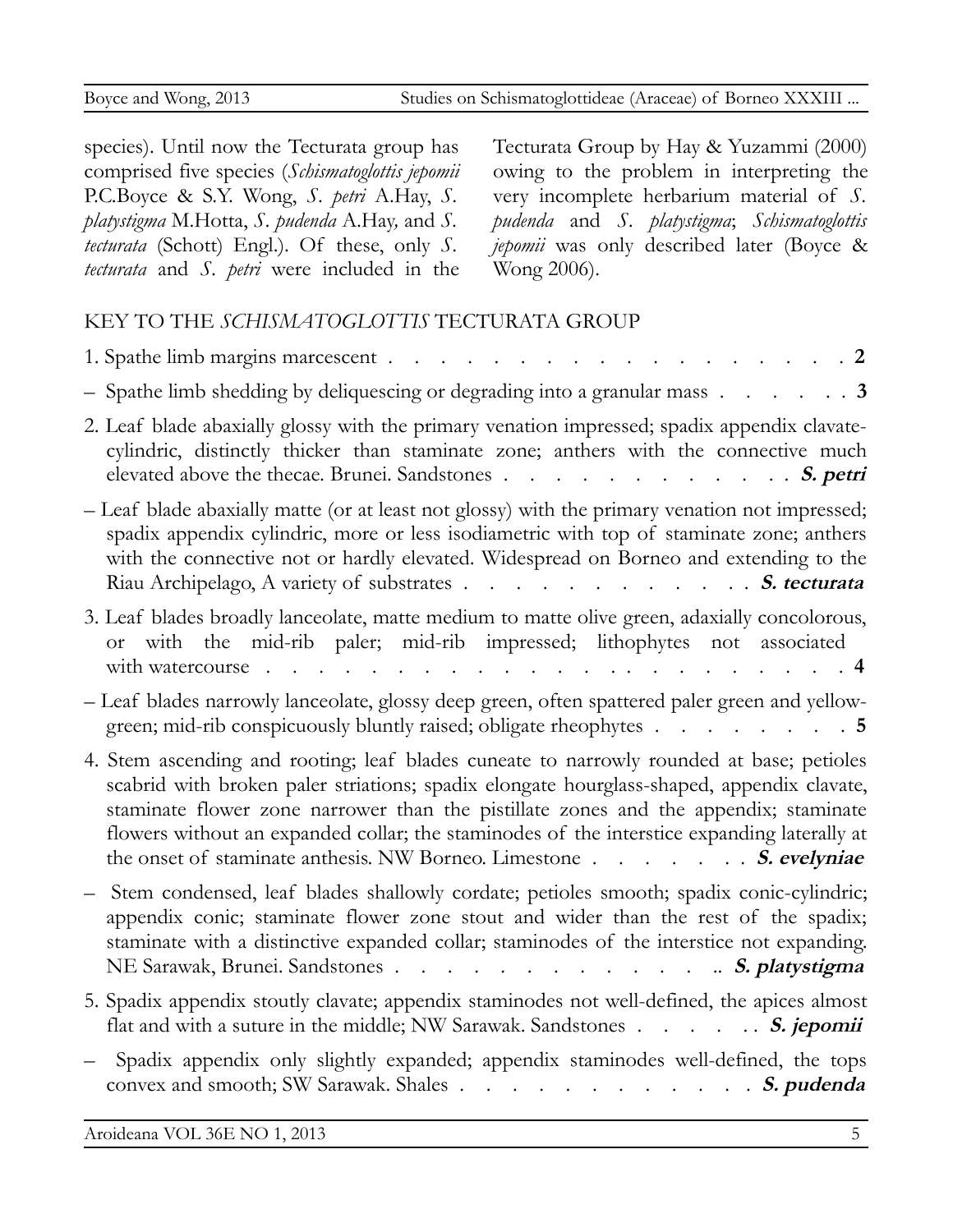species). Until now the Tecturata group has comprised five species (*Schismatoglottis jepomii* P.C.Boyce & S.Y. Wong, *S. petri* A.Hay, *S. platystigma* M.Hotta, *S. pudenda* A.Hay, and *S. tecturata* (Schott) Engl.). Of these, only *S. tecturata* and *S. petri* were included in the Tecturata Group by Hay & Yuzammi (2000) owing to the problem in interpreting the very incomplete herbarium material of *S. pudenda* and *S. platystigma*; *Schismatoglottis jepomii* was only described later (Boyce & Wong 2006).

## KEY TO THE *SCHISMATOGLOTTIS* TECTURATA GROUP

1. Spathe limb margins marcescent . . . . . . . . . . . . . . . . . . . . **2**

– Spathe limb shedding by deliquescing or degrading into a granular mass . . . . . . **3**

2. Leaf blade abaxially glossy with the primary venation impressed; spadix appendix clavate-cylindric, distinctly thicker than staminate zone; anthers with the connective much elevated above the thecae. Brunei. Sandstones . . . . . . . . . . . . . ***S. petri***

– Leaf blade abaxially matte (or at least not glossy) with the primary venation not impressed; spadix appendix cylindric, more or less isodiametric with top of staminate zone; anthers with the connective not or hardly elevated. Widespread on Borneo and extending to the Riau Archipelago, A variety of substrates . . . . . . . . . . . . ***S. tecturata***

3. Leaf blades broadly lanceolate, matte medium to matte olive green, adaxially concolorous, or with the mid-rib paler; mid-rib impressed; lithophytes not associated with watercourse . . . . . . . . . . . . . . . . . . . . . . . . **4**

– Leaf blades narrowly lanceolate, glossy deep green, often spattered paler green and yellow-green; mid-rib conspicuously bluntly raised; obligate rheophytes . . . . . . . . . **5**

4. Stem ascending and rooting; leaf blades cuneate to narrowly rounded at base; petioles scabrid with broken paler striations; spadix elongate hourglass-shaped, appendix clavate, staminate flower zone narrower than the pistillate zones and the appendix; staminate flowers without an expanded collar; the staminodes of the interstice expanding laterally at the onset of staminate anthesis. NW Borneo. Limestone . . . . . . . . ***S. evelyniae***

– Stem condensed, leaf blades shallowly cordate; petioles smooth; spadix conic-cylindric; appendix conic; staminate flower zone stout and wider than the rest of the spadix; staminate with a distinctive expanded collar; staminodes of the interstice not expanding. NE Sarawak, Brunei. Sandstones . . . . . . . . . . . . . .. ***S. platystigma***

5. Spadix appendix stoutly clavate; appendix staminodes not well-defined, the apices almost flat and with a suture in the middle; NW Sarawak. Sandstones . . . . . . . ***S. jepomii***

– Spadix appendix only slightly expanded; appendix staminodes well-defined, the tops convex and smooth; SW Sarawak. Shales . . . . . . . . . . . . . ***S. pudenda***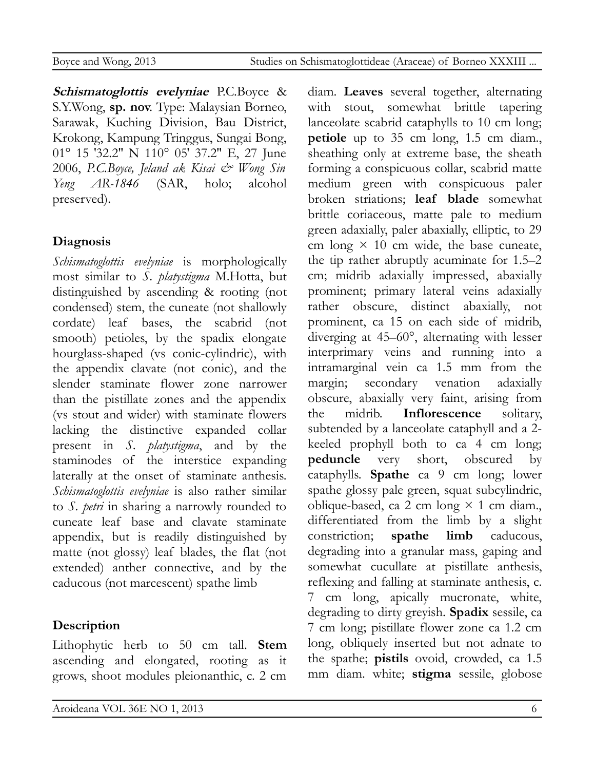**Schismatoglottis evelyniae** P.C.Boyce & S.Y.Wong, **sp. nov**. Type: Malaysian Borneo, Sarawak, Kuching Division, Bau District, Krokong, Kampung Tringgus, Sungai Bong, 01° 15 '32.2" N 110° 05' 37.2" E, 27 June 2006, *P.C.Boyce, Jeland ak Kisai & Wong Sin Yeng AR-1846* (SAR, holo; alcohol preserved).

## Diagnosis

*Schismatoglottis evelyniae* is morphologically most similar to *S. platystigma* M.Hotta, but distinguished by ascending & rooting (not condensed) stem, the cuneate (not shallowly cordate) leaf bases, the scabrid (not smooth) petioles, by the spadix elongate hourglass-shaped (vs conic-cylindric), with the appendix clavate (not conic), and the slender staminate flower zone narrower than the pistillate zones and the appendix (vs stout and wider) with staminate flowers lacking the distinctive expanded collar present in *S. platystigma*, and by the staminodes of the interstice expanding laterally at the onset of staminate anthesis. *Schismatoglottis evelyniae* is also rather similar to *S. petri* in sharing a narrowly rounded to cuneate leaf base and clavate staminate appendix, but is readily distinguished by matte (not glossy) leaf blades, the flat (not extended) anther connective, and by the caducous (not marcescent) spathe limb

## Description

Lithophytic herb to 50 cm tall. **Stem** ascending and elongated, rooting as it grows, shoot modules pleionanthic, c. 2 cm diam. **Leaves** several together, alternating with stout, somewhat brittle tapering lanceolate scabrid cataphylls to 10 cm long; **petiole** up to 35 cm long, 1.5 cm diam., sheathing only at extreme base, the sheath forming a conspicuous collar, scabrid matte medium green with conspicuous paler broken striations; **leaf blade** somewhat brittle coriaceous, matte pale to medium green adaxially, paler abaxially, elliptic, to 29 cm long × 10 cm wide, the base cuneate, the tip rather abruptly acuminate for 1.5–2 cm; midrib adaxially impressed, abaxially prominent; primary lateral veins adaxially rather obscure, distinct abaxially, not prominent, ca 15 on each side of midrib, diverging at 45–60°, alternating with lesser interprimary veins and running into a intramarginal vein ca 1.5 mm from the margin; secondary venation adaxially obscure, abaxially very faint, arising from the midrib. **Inflorescence** solitary, subtended by a lanceolate cataphyll and a 2-keeled prophyll both to ca 4 cm long; **peduncle** very short, obscured by cataphylls. **Spathe** ca 9 cm long; lower spathe glossy pale green, squat subcylindric, oblique-based, ca 2 cm long × 1 cm diam., differentiated from the limb by a slight constriction; **spathe limb** caducous, degrading into a granular mass, gaping and somewhat cucullate at pistillate anthesis, reflexing and falling at staminate anthesis, c. 7 cm long, apically mucronate, white, degrading to dirty greyish. **Spadix** sessile, ca 7 cm long; pistillate flower zone ca 1.2 cm long, obliquely inserted but not adnate to the spathe; **pistils** ovoid, crowded, ca 1.5 mm diam. white; **stigma** sessile, globose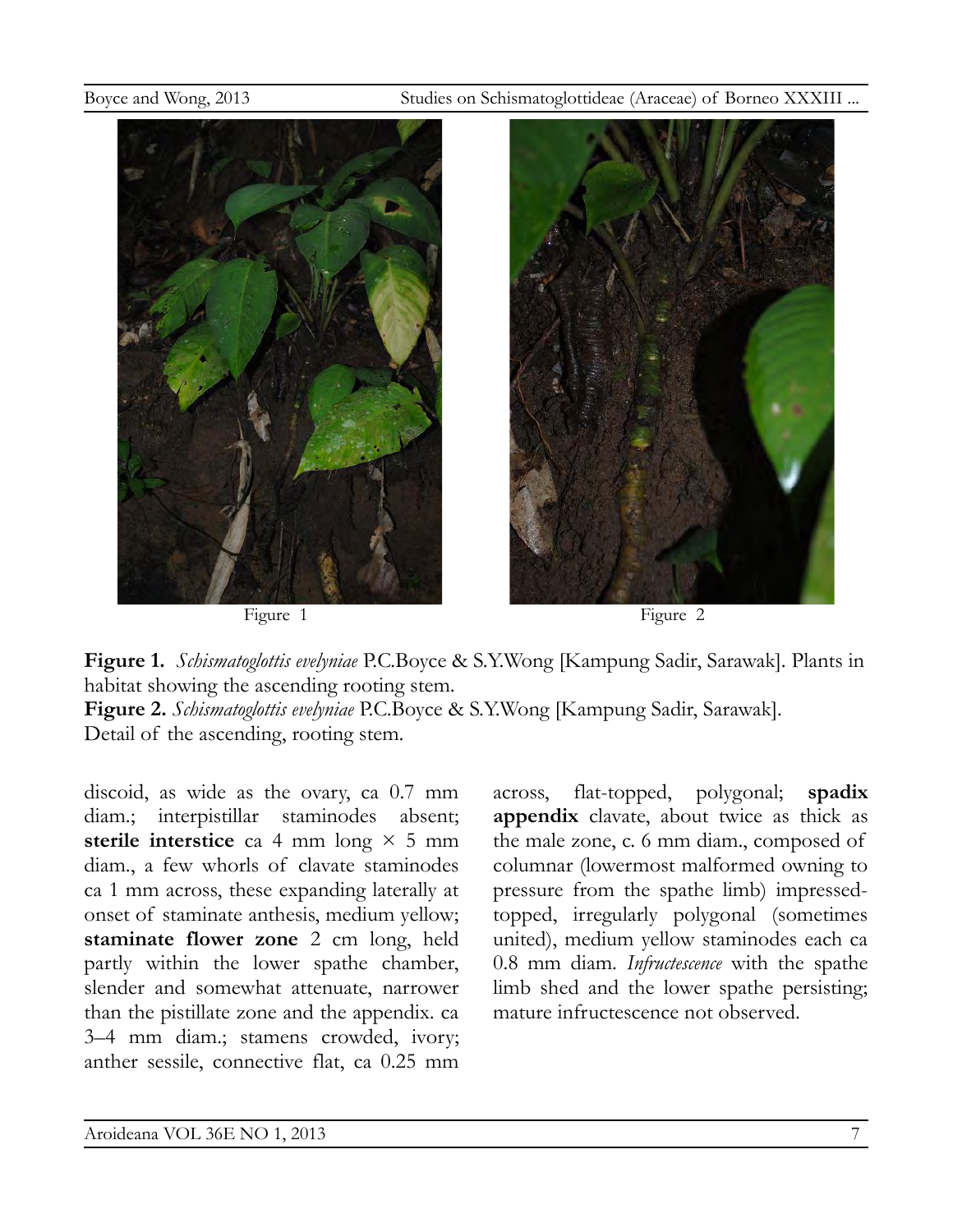Figure 1

Figure 2

**Figure 1.** *Schismatoglottis evelyniae* P.C.Boyce & S.Y.Wong [Kampung Sadir, Sarawak]. Plants in habitat showing the ascending rooting stem.

**Figure 2.** *Schismatoglottis evelyniae* P.C.Boyce & S.Y.Wong [Kampung Sadir, Sarawak]. Detail of the ascending, rooting stem.

discoid, as wide as the ovary, ca 0.7 mm diam.; interpistillar staminodes absent; **sterile interstice** ca 4 mm long × 5 mm diam., a few whorls of clavate staminodes ca 1 mm across, these expanding laterally at onset of staminate anthesis, medium yellow; **staminate flower zone** 2 cm long, held partly within the lower spathe chamber, slender and somewhat attenuate, narrower than the pistillate zone and the appendix. ca 3–4 mm diam.; stamens crowded, ivory; anther sessile, connective flat, ca 0.25 mm across, flat-topped, polygonal; **spadix appendix** clavate, about twice as thick as the male zone, c. 6 mm diam., composed of columnar (lowermost malformed owning to pressure from the spathe limb) impressed-topped, irregularly polygonal (sometimes united), medium yellow staminodes each ca 0.8 mm diam. *Infructescence* with the spathe limb shed and the lower spathe persisting; mature infructescence not observed.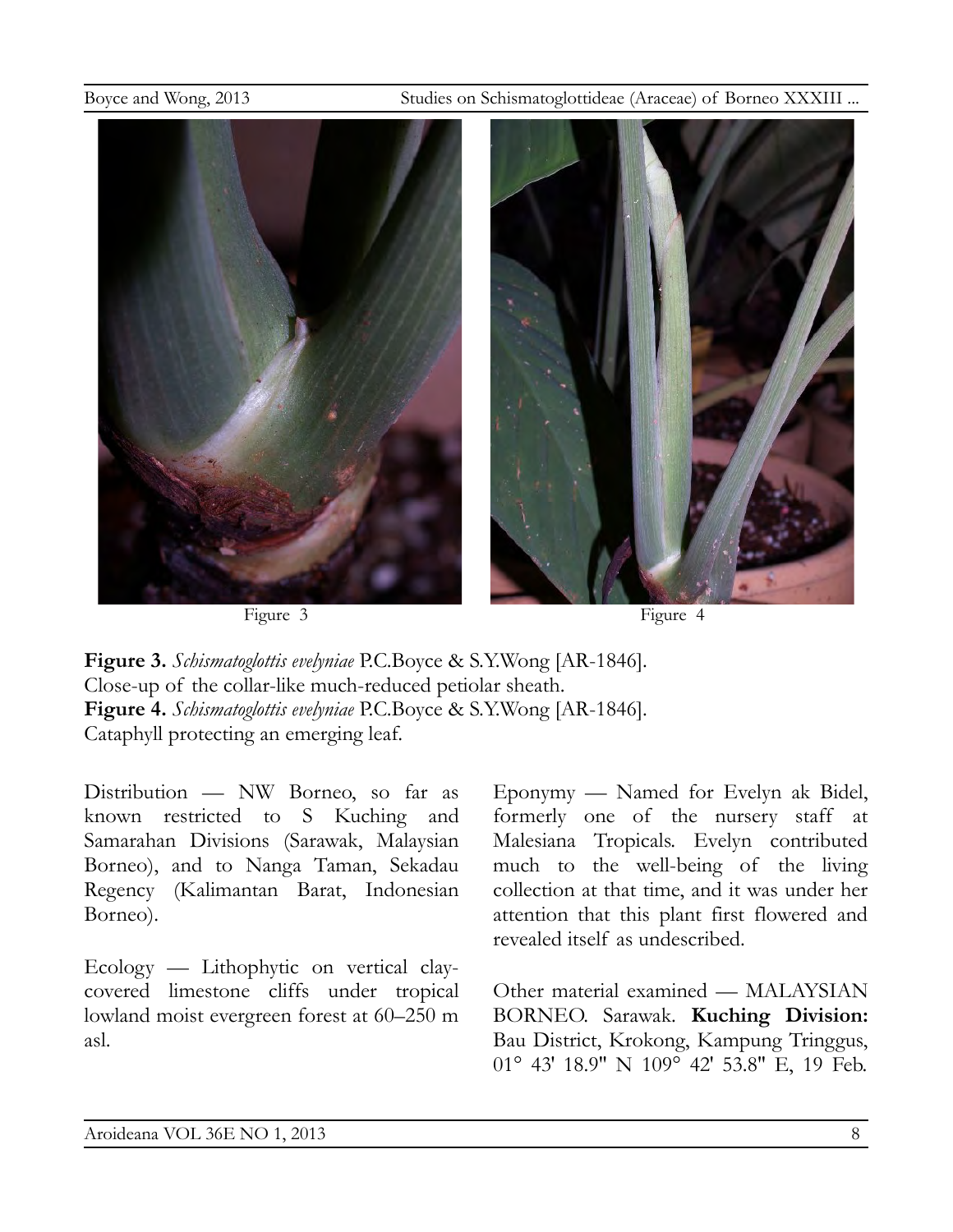Figure 3

Figure 4

**Figure 3.** *Schismatoglottis evelyniae* P.C.Boyce & S.Y.Wong [AR-1846]. Close-up of the collar-like much-reduced petiolar sheath.
**Figure 4.** *Schismatoglottis evelyniae* P.C.Boyce & S.Y.Wong [AR-1846]. Cataphyll protecting an emerging leaf.

Distribution — NW Borneo, so far as known restricted to S Kuching and Samarahan Divisions (Sarawak, Malaysian Borneo), and to Nanga Taman, Sekadau Regency (Kalimantan Barat, Indonesian Borneo).

Ecology — Lithophytic on vertical clay-covered limestone cliffs under tropical lowland moist evergreen forest at 60–250 m asl.

Eponymy — Named for Evelyn ak Bidel, formerly one of the nursery staff at Malesiana Tropicals. Evelyn contributed much to the well-being of the living collection at that time, and it was under her attention that this plant first flowered and revealed itself as undescribed.

Other material examined — MALAYSIAN BORNEO. Sarawak. **Kuching Division:** Bau District, Krokong, Kampung Tringgus, 01° 43' 18.9" N 109° 42' 53.8" E, 19 Feb.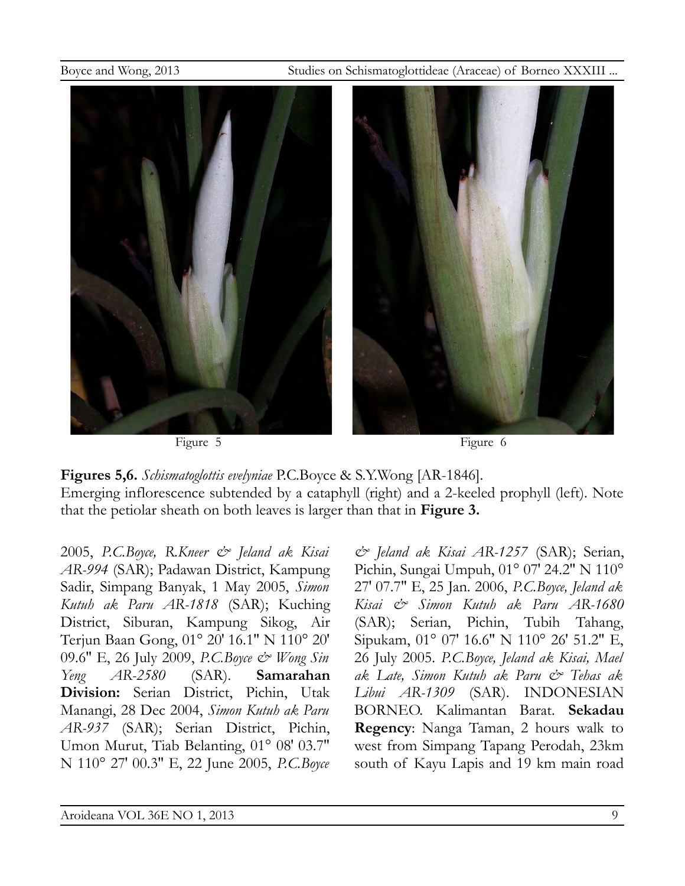Figure 5

Figure 6

**Figures 5,6.** *Schismatoglottis evelyniae* P.C.Boyce & S.Y.Wong [AR-1846].
Emerging inflorescence subtended by a cataphyll (right) and a 2-keeled prophyll (left). Note that the petiolar sheath on both leaves is larger than that in **Figure 3.**

2005, *P.C.Boyce, R.Kneer & Jeland ak Kisai AR-994* (SAR); Padawan District, Kampung Sadir, Simpang Banyak, 1 May 2005, *Simon Kutuh ak Paru AR-1818* (SAR); Kuching District, Siburan, Kampung Sikog, Air Terjun Baan Gong, 01° 20' 16.1" N 110° 20' 09.6" E, 26 July 2009, *P.C.Boyce & Wong Sin Yeng AR-2580* (SAR). **Samarahan Division:** Serian District, Pichin, Utak Manangi, 28 Dec 2004, *Simon Kutuh ak Paru AR-937* (SAR); Serian District, Pichin, Umon Murut, Tiab Belanting, 01° 08' 03.7" N 110° 27' 00.3" E, 22 June 2005, *P.C.Boyce & Jeland ak Kisai AR-1257* (SAR); Serian, Pichin, Sungai Umpuh, 01° 07' 24.2" N 110° 27' 07.7" E, 25 Jan. 2006, *P.C.Boyce, Jeland ak Kisai & Simon Kutuh ak Paru AR-1680* (SAR); Serian, Pichin, Tubih Tahang, Sipukam, 01° 07' 16.6" N 110° 26' 51.2" E, 26 July 2005. *P.C.Boyce, Jeland ak Kisai, Mael ak Late, Simon Kutuh ak Paru & Tehas ak Libui AR-1309* (SAR). INDONESIAN BORNEO. Kalimantan Barat. **Sekadau Regency**: Nanga Taman, 2 hours walk to west from Simpang Tapang Perodah, 23km south of Kayu Lapis and 19 km main road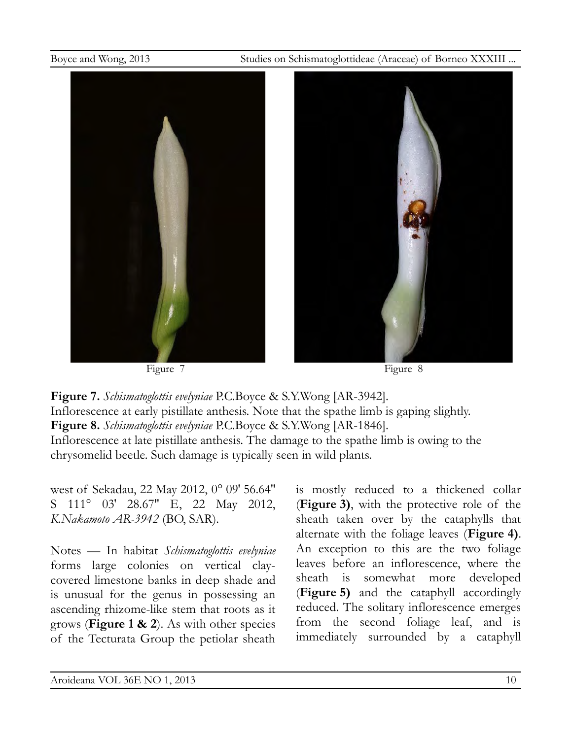Figure 7

Figure 8

**Figure 7.** *Schismatoglottis evelyniae* P.C.Boyce & S.Y.Wong [AR-3942].
Inflorescence at early pistillate anthesis. Note that the spathe limb is gaping slightly.
**Figure 8.** *Schismatoglottis evelyniae* P.C.Boyce & S.Y.Wong [AR-1846].
Inflorescence at late pistillate anthesis. The damage to the spathe limb is owing to the chrysomelid beetle. Such damage is typically seen in wild plants.

west of Sekadau, 22 May 2012, 0° 09' 56.64" S 111° 03' 28.67" E, 22 May 2012, *K.Nakamoto AR-3942* (BO, SAR).

Notes — In habitat *Schismatoglottis evelyniae* forms large colonies on vertical clay-covered limestone banks in deep shade and is unusual for the genus in possessing an ascending rhizome-like stem that roots as it grows (**Figure 1 & 2**). As with other species of the Tecturata Group the petiolar sheath is mostly reduced to a thickened collar (**Figure 3)**, with the protective role of the sheath taken over by the cataphylls that alternate with the foliage leaves (**Figure 4)**. An exception to this are the two foliage leaves before an inflorescence, where the sheath is somewhat more developed (**Figure 5)** and the cataphyll accordingly reduced. The solitary inflorescence emerges from the second foliage leaf, and is immediately surrounded by a cataphyll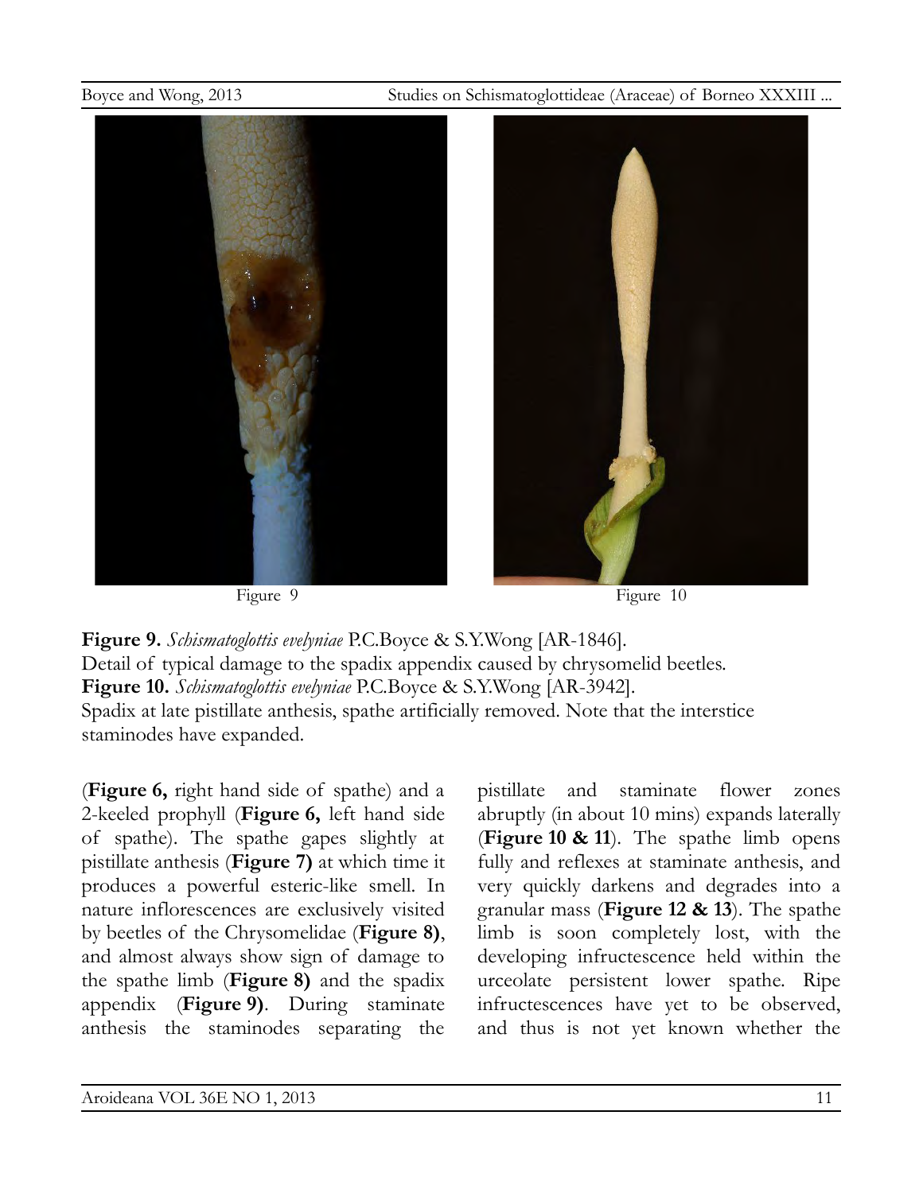Figure 9

Figure 10

**Figure 9.** *Schismatoglottis evelyniae* P.C.Boyce & S.Y.Wong [AR-1846].
Detail of typical damage to the spadix appendix caused by chrysomelid beetles.
**Figure 10.** *Schismatoglottis evelyniae* P.C.Boyce & S.Y.Wong [AR-3942].
Spadix at late pistillate anthesis, spathe artificially removed. Note that the interstice staminodes have expanded.

(**Figure 6,** right hand side of spathe) and a 2-keeled prophyll (**Figure 6,** left hand side of spathe). The spathe gapes slightly at pistillate anthesis (**Figure 7)** at which time it produces a powerful esteric-like smell. In nature inflorescences are exclusively visited by beetles of the Chrysomelidae (**Figure 8)**, and almost always show sign of damage to the spathe limb (**Figure 8)** and the spadix appendix (**Figure 9)**. During staminate anthesis the staminodes separating the pistillate and staminate flower zones abruptly (in about 10 mins) expands laterally (**Figure 10 & 11**). The spathe limb opens fully and reflexes at staminate anthesis, and very quickly darkens and degrades into a granular mass (**Figure 12 & 13**). The spathe limb is soon completely lost, with the developing infructescence held within the urceolate persistent lower spathe. Ripe infructescences have yet to be observed, and thus is not yet known whether the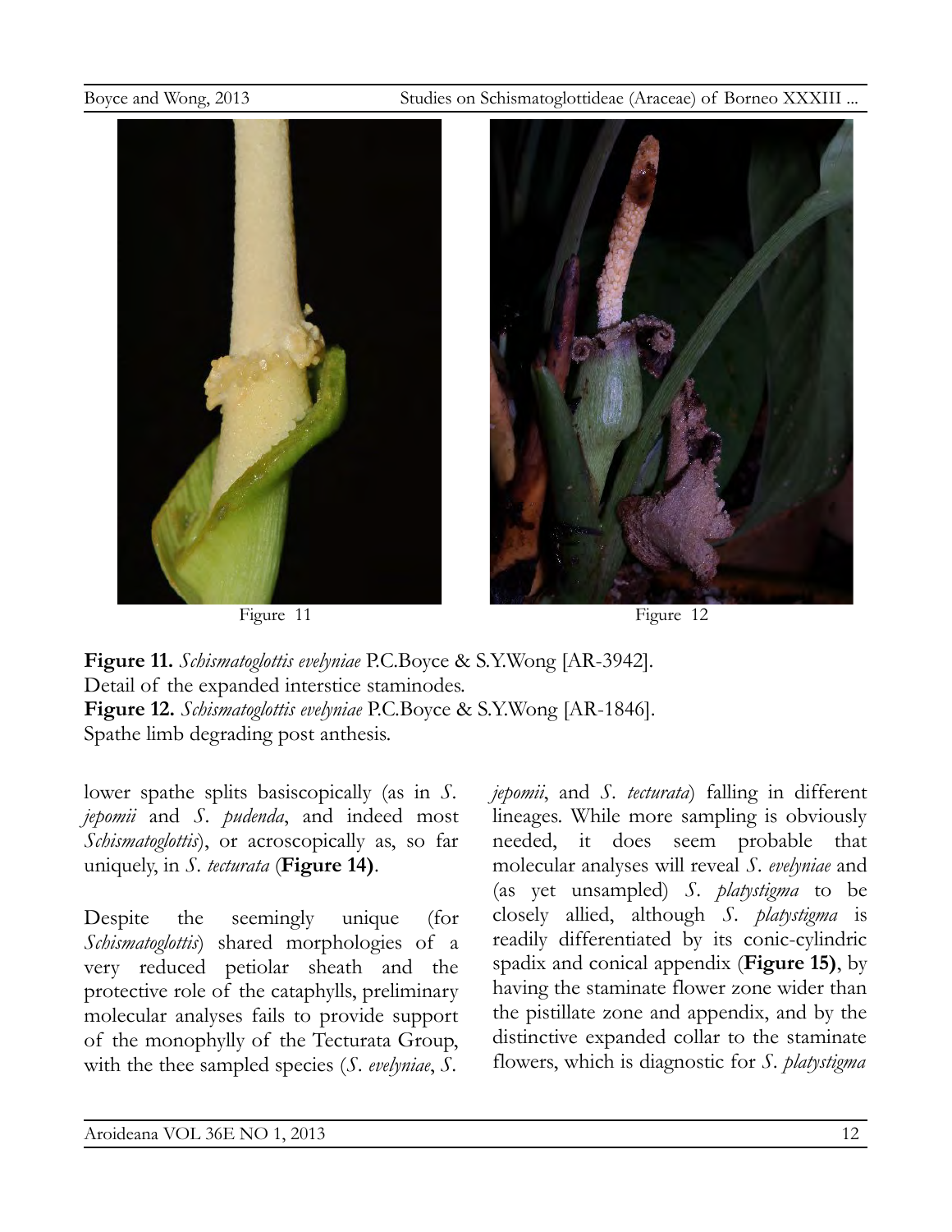Figure 11

Figure 12

**Figure 11.** *Schismatoglottis evelyniae* P.C.Boyce & S.Y.Wong [AR-3942]. Detail of the expanded interstice staminodes.
**Figure 12.** *Schismatoglottis evelyniae* P.C.Boyce & S.Y.Wong [AR-1846]. Spathe limb degrading post anthesis.

lower spathe splits basiscopically (as in *S. jepomii* and *S. pudenda*, and indeed most *Schismatoglottis*), or acroscopically as, so far uniquely, in *S. tecturata* (**Figure 14**).

Despite the seemingly unique (for *Schismatoglottis*) shared morphologies of a very reduced petiolar sheath and the protective role of the cataphylls, preliminary molecular analyses fails to provide support of the monophylly of the Tecturata Group, with the thee sampled species (*S. evelyniae*, *S. jepomii*, and *S. tecturata*) falling in different lineages. While more sampling is obviously needed, it does seem probable that molecular analyses will reveal *S. evelyniae* and (as yet unsampled) *S. platystigma* to be closely allied, although *S. platystigma* is readily differentiated by its conic-cylindric spadix and conical appendix (**Figure 15)**, by having the staminate flower zone wider than the pistillate zone and appendix, and by the distinctive expanded collar to the staminate flowers, which is diagnostic for *S. platystigma*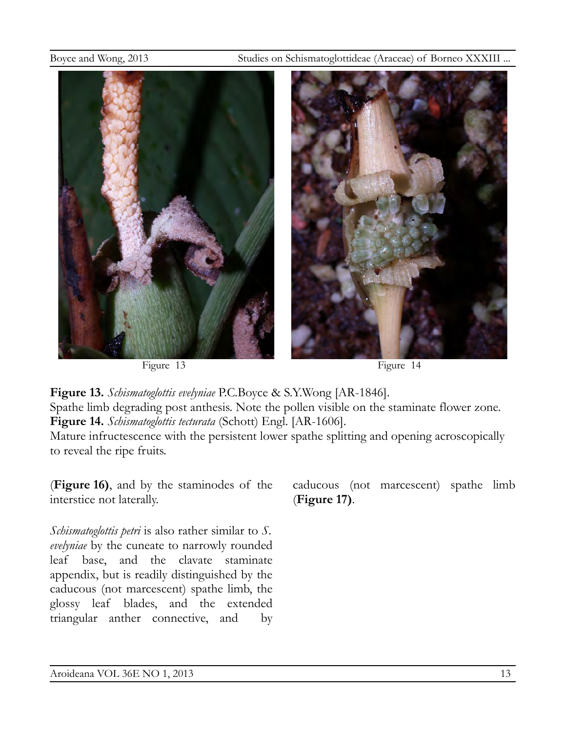Figure 13

Figure 14

**Figure 13.** *Schismatoglottis evelyniae* P.C.Boyce & S.Y.Wong [AR-1846].
Spathe limb degrading post anthesis. Note the pollen visible on the staminate flower zone.
**Figure 14.** *Schismatoglottis tecturata* (Schott) Engl. [AR-1606].
Mature infructescence with the persistent lower spathe splitting and opening acroscopically to reveal the ripe fruits.

(**Figure 16)**, and by the staminodes of the interstice not laterally.

*Schismatoglottis petri* is also rather similar to *S. evelyniae* by the cuneate to narrowly rounded leaf base, and the clavate staminate appendix, but is readily distinguished by the caducous (not marcescent) spathe limb, the glossy leaf blades, and the extended triangular anther connective, and by caducous (not marcescent) spathe limb (**Figure 17)**.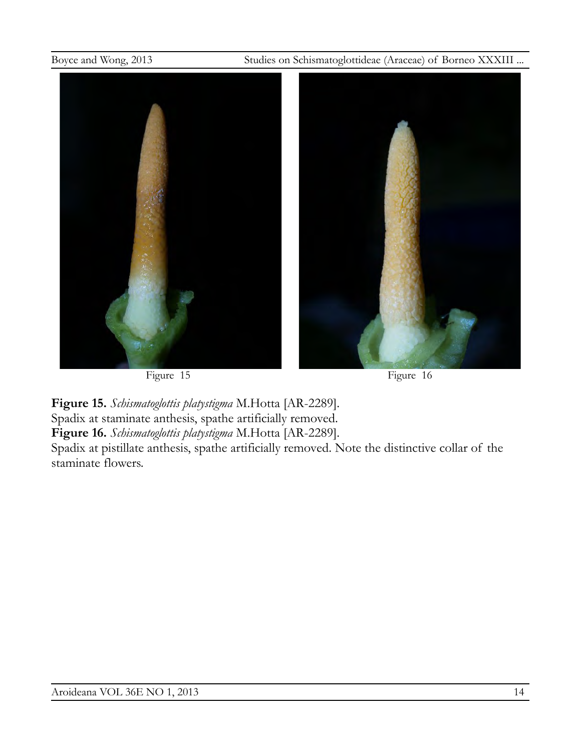Figure 15

Figure 16

**Figure 15.** *Schismatoglottis platystigma* M.Hotta [AR-2289].
Spadix at staminate anthesis, spathe artificially removed.

**Figure 16.** *Schismatoglottis platystigma* M.Hotta [AR-2289].
Spadix at pistillate anthesis, spathe artificially removed. Note the distinctive collar of the staminate flowers.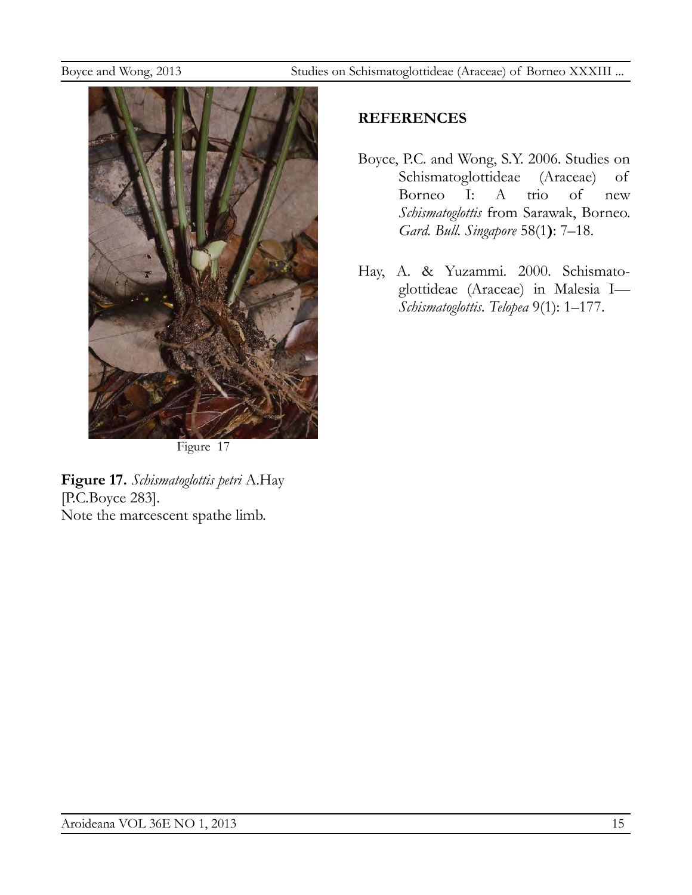Figure 17

**Figure 17.** *Schismatoglottis petri* A.Hay [P.C.Boyce 283].
Note the marcescent spathe limb.

## REFERENCES

Boyce, P.C. and Wong, S.Y. 2006. Studies on Schismatoglottideae (Araceae) of Borneo I: A trio of new *Schismatoglottis* from Sarawak, Borneo. *Gard. Bull. Singapore* 58(1**)**: 7–18.

Hay, A. & Yuzammi. 2000. Schismatoglottideae (Araceae) in Malesia I—*Schismatoglottis*. *Telopea* 9(1): 1–177.